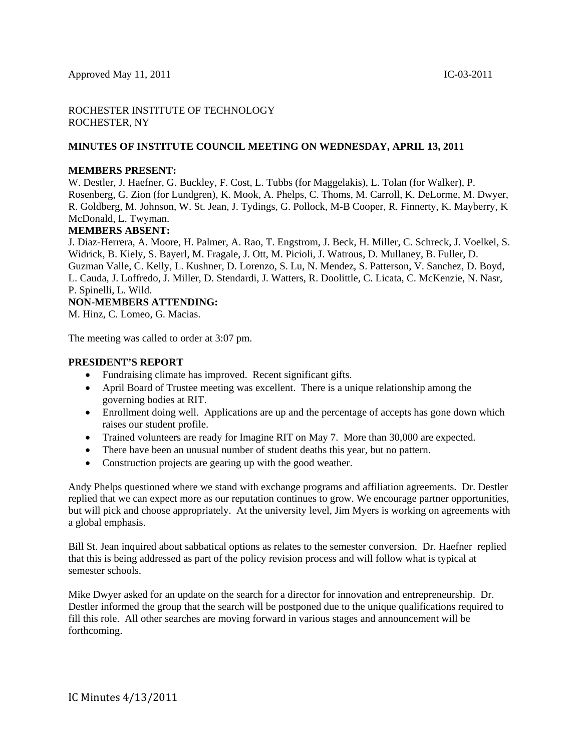Approved May 11, 2011 IC-03-2011

ROCHESTER INSTITUTE OF TECHNOLOGY
ROCHESTER, NY

**MINUTES OF INSTITUTE COUNCIL MEETING ON WEDNESDAY, APRIL 13, 2011**

**MEMBERS PRESENT:**
W. Destler, J. Haefner, G. Buckley, F. Cost, L. Tubbs (for Maggelakis), L. Tolan (for Walker), P. Rosenberg, G. Zion (for Lundgren), K. Mook, A. Phelps, C. Thoms, M. Carroll, K. DeLorme, M. Dwyer, R. Goldberg, M. Johnson, W. St. Jean, J. Tydings, G. Pollock, M-B Cooper, R. Finnerty, K. Mayberry, K McDonald, L. Twyman.

**MEMBERS ABSENT:**
J. Diaz-Herrera, A. Moore, H. Palmer, A. Rao, T. Engstrom, J. Beck, H. Miller, C. Schreck, J. Voelkel, S. Widrick, B. Kiely, S. Bayerl, M. Fragale, J. Ott, M. Picioli, J. Watrous, D. Mullaney, B. Fuller, D. Guzman Valle, C. Kelly, L. Kushner, D. Lorenzo, S. Lu, N. Mendez, S. Patterson, V. Sanchez, D. Boyd, L. Cauda, J. Loffredo, J. Miller, D. Stendardi, J. Watters, R. Doolittle, C. Licata, C. McKenzie, N. Nasr, P. Spinelli, L. Wild.

**NON-MEMBERS ATTENDING:**
M. Hinz, C. Lomeo, G. Macias.

The meeting was called to order at 3:07 pm.

**PRESIDENT'S REPORT**

- Fundraising climate has improved. Recent significant gifts.
- April Board of Trustee meeting was excellent. There is a unique relationship among the governing bodies at RIT.
- Enrollment doing well. Applications are up and the percentage of accepts has gone down which raises our student profile.
- Trained volunteers are ready for Imagine RIT on May 7. More than 30,000 are expected.
- There have been an unusual number of student deaths this year, but no pattern.
- Construction projects are gearing up with the good weather.

Andy Phelps questioned where we stand with exchange programs and affiliation agreements. Dr. Destler replied that we can expect more as our reputation continues to grow. We encourage partner opportunities, but will pick and choose appropriately. At the university level, Jim Myers is working on agreements with a global emphasis.

Bill St. Jean inquired about sabbatical options as relates to the semester conversion. Dr. Haefner replied that this is being addressed as part of the policy revision process and will follow what is typical at semester schools.

Mike Dwyer asked for an update on the search for a director for innovation and entrepreneurship. Dr. Destler informed the group that the search will be postponed due to the unique qualifications required to fill this role. All other searches are moving forward in various stages and announcement will be forthcoming.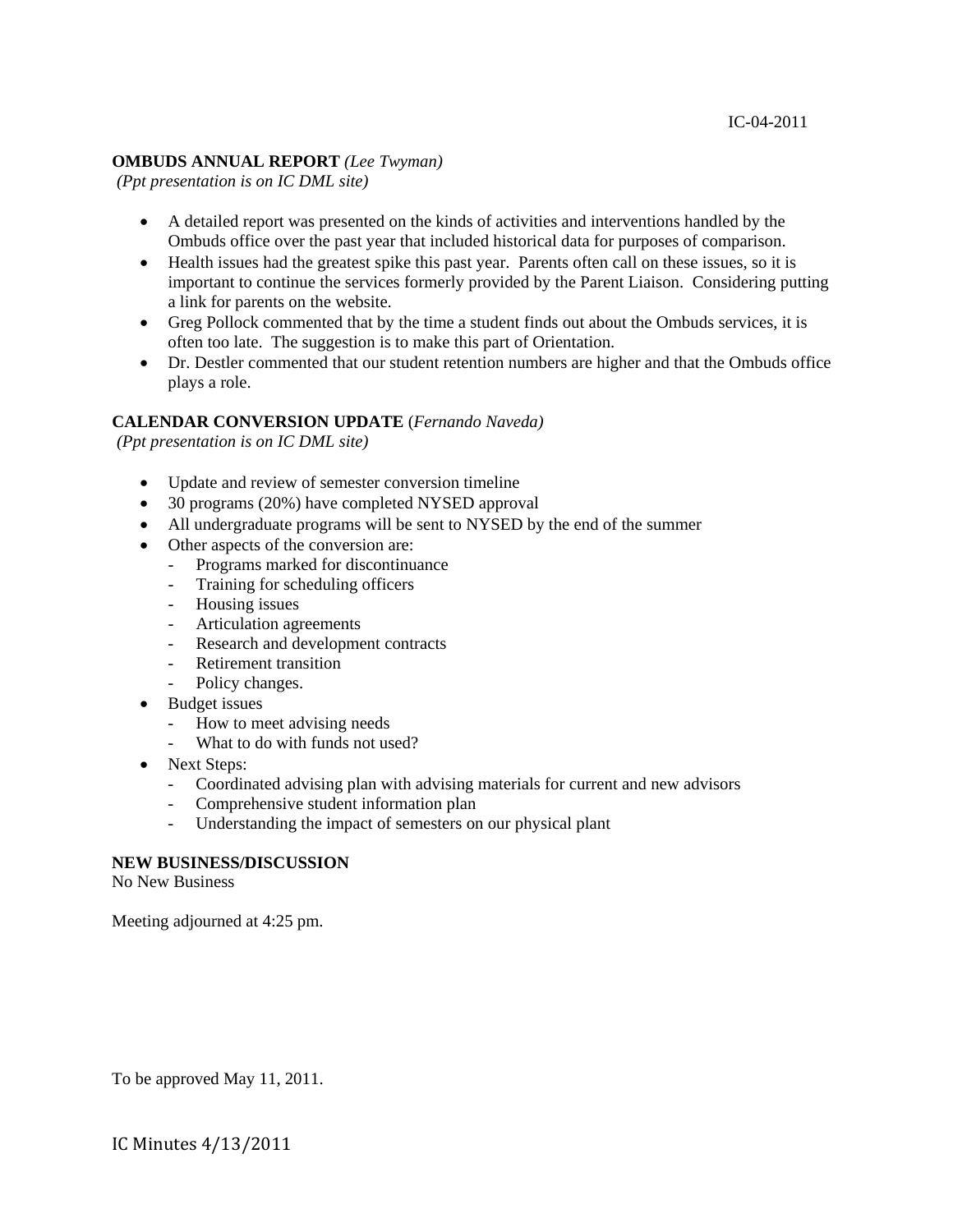**OMBUDS ANNUAL REPORT** *(Lee Twyman)*
*(Ppt presentation is on IC DML site)*

- A detailed report was presented on the kinds of activities and interventions handled by the Ombuds office over the past year that included historical data for purposes of comparison.
- Health issues had the greatest spike this past year. Parents often call on these issues, so it is important to continue the services formerly provided by the Parent Liaison. Considering putting a link for parents on the website.
- Greg Pollock commented that by the time a student finds out about the Ombuds services, it is often too late. The suggestion is to make this part of Orientation.
- Dr. Destler commented that our student retention numbers are higher and that the Ombuds office plays a role.

**CALENDAR CONVERSION UPDATE** (*Fernando Naveda)*
*(Ppt presentation is on IC DML site)*

- Update and review of semester conversion timeline
- 30 programs (20%) have completed NYSED approval
- All undergraduate programs will be sent to NYSED by the end of the summer
- Other aspects of the conversion are:
  - Programs marked for discontinuance
  - Training for scheduling officers
  - Housing issues
  - Articulation agreements
  - Research and development contracts
  - Retirement transition
  - Policy changes.
- Budget issues
  - How to meet advising needs
  - What to do with funds not used?
- Next Steps:
  - Coordinated advising plan with advising materials for current and new advisors
  - Comprehensive student information plan
  - Understanding the impact of semesters on our physical plant

**NEW BUSINESS/DISCUSSION**
No New Business

Meeting adjourned at 4:25 pm.

To be approved May 11, 2011.